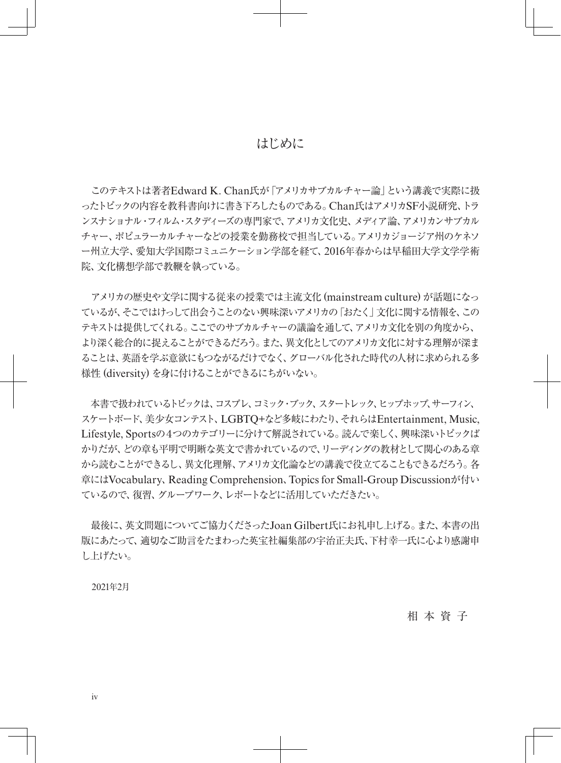# はじめに

このテキストは著者Edward K. Chan氏が「アメリカサブカルチャー論」という講義で実際に扱ったトピックの内容を教科書向けに書き下ろしたものである。Chan氏はアメリカSF小説研究、トランスナショナル・フィルム・スタディーズの専門家で、アメリカ文化史、メディア論、アメリカンサブカルチャー、ポピュラーカルチャーなどの授業を勤務校で担当している。アメリカジョージア州のケネソー州立大学、愛知大学国際コミュニケーション学部を経て、2016年春からは早稲田大学文学学術院、文化構想学部で教鞭を執っている。

アメリカの歴史や文学に関する従来の授業では主流文化 (mainstream culture) が話題になっているが、そこではけっして出会うことのない興味深いアメリカの「おたく」文化に関する情報を、このテキストは提供してくれる。ここでのサブカルチャーの議論を通して、アメリカ文化を別の角度から、より深く総合的に捉えることができるだろう。また、異文化としてのアメリカ文化に対する理解が深まることは、英語を学ぶ意欲にもつながるだけでなく、グローバル化された時代の人材に求められる多様性 (diversity) を身に付けることができるにちがいない。

本書で扱われているトピックは、コスプレ、コミック・ブック、スタートレック、ヒップホップ、サーフィン、スケートボード、美少女コンテスト、LGBTQ+など多岐にわたり、それらはEntertainment, Music, Lifestyle, Sportsの4つのカテゴリーに分けて解説されている。読んで楽しく、興味深いトピックばかりだが、どの章も平明で明晰な英文で書かれているので、リーディングの教材として関心のある章から読むことができるし、異文化理解、アメリカ文化論などの講義で役立てることもできるだろう。各章にはVocabulary, Reading Comprehension, Topics for Small-Group Discussionが付いているので、復習、グループワーク、レポートなどに活用していただきたい。

最後に、英文問題についてご協力くださったJoan Gilbert氏にお礼申し上げる。また、本書の出版にあたって、適切なご助言をたまわった英宝社編集部の宇治正夫氏、下村幸一氏に心より感謝申し上げたい。

2021年2月

相 本 資 子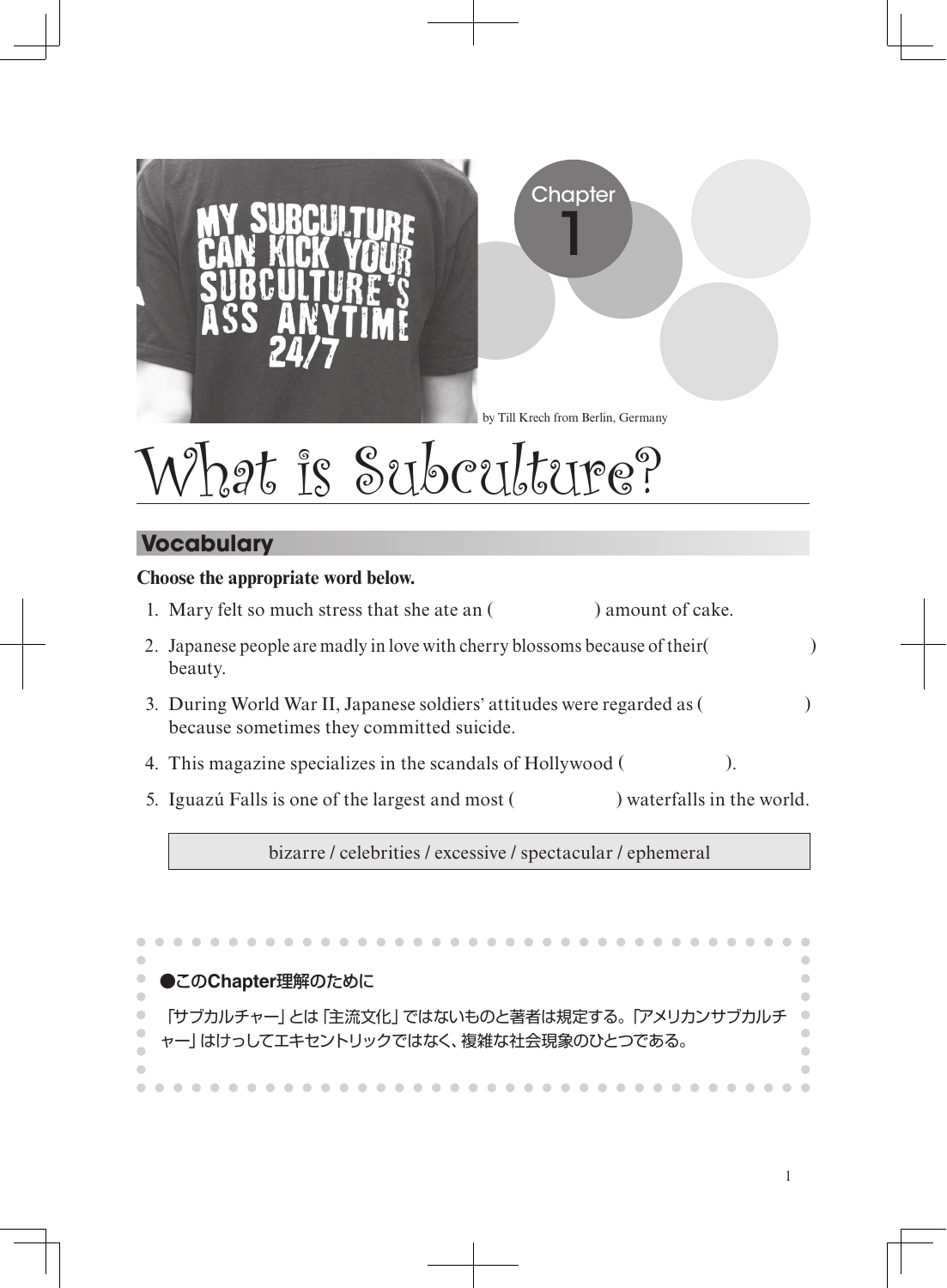Chapter 1

by Till Krech from Berlin, Germany

# What is Subculture?

## Vocabulary

**Choose the appropriate word below.**

1. Mary felt so much stress that she ate an (                    ) amount of cake.
2. Japanese people are madly in love with cherry blossoms because of their(                    ) beauty.
3. During World War II, Japanese soldiers' attitudes were regarded as (                    ) because sometimes they committed suicide.
4. This magazine specializes in the scandals of Hollywood (                    ).
5. Iguazú Falls is one of the largest and most (                    ) waterfalls in the world.

| bizarre / celebrities / excessive / spectacular / ephemeral |
|---|

**●このChapter理解のために**

「サブカルチャー」とは「主流文化」ではないものと著者は規定する。「アメリカンサブカルチャー」はけっしてエキセントリックではなく、複雑な社会現象のひとつである。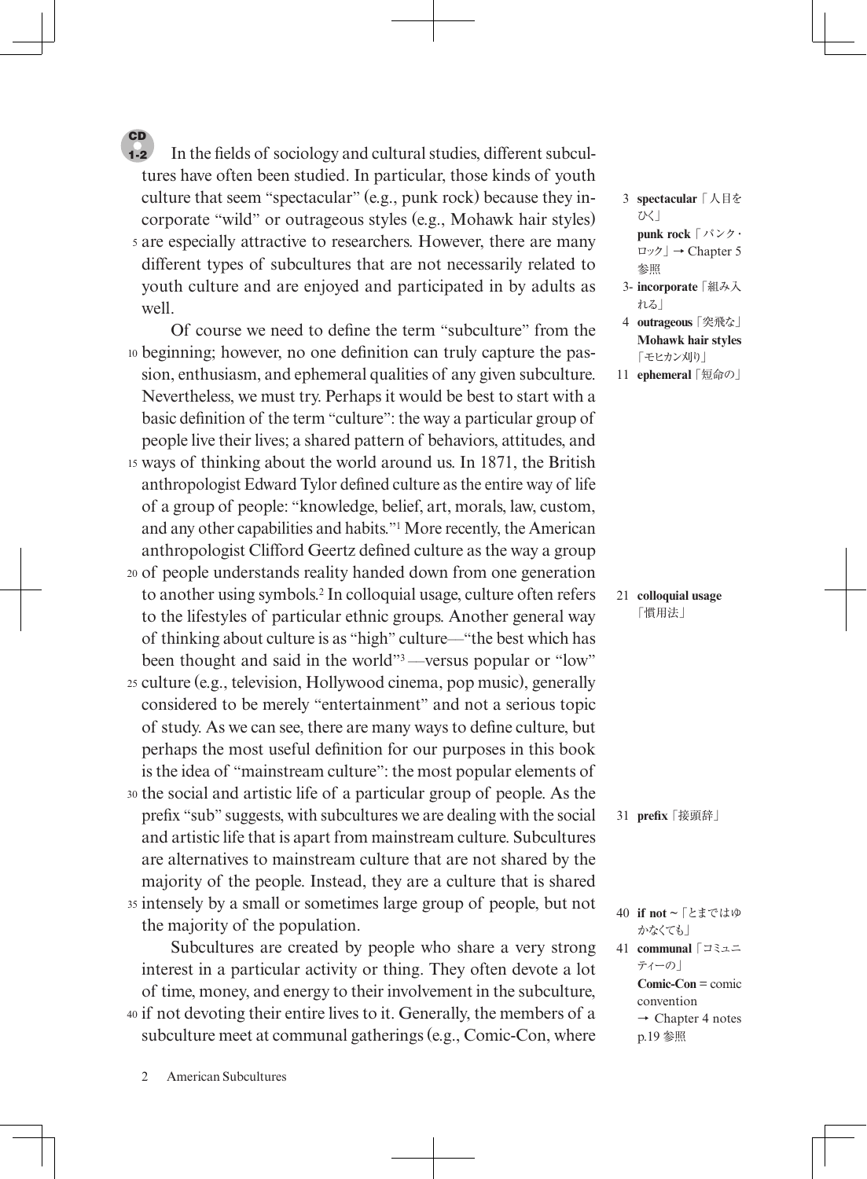CD 1-2

In the fields of sociology and cultural studies, different subcultures have often been studied. In particular, those kinds of youth culture that seem "spectacular" (e.g., punk rock) because they incorporate "wild" or outrageous styles (e.g., Mohawk hair styles) are especially attractive to researchers. However, there are many different types of subcultures that are not necessarily related to youth culture and are enjoyed and participated in by adults as well.

Of course we need to define the term "subculture" from the beginning; however, no one definition can truly capture the passion, enthusiasm, and ephemeral qualities of any given subculture. Nevertheless, we must try. Perhaps it would be best to start with a basic definition of the term "culture": the way a particular group of people live their lives; a shared pattern of behaviors, attitudes, and ways of thinking about the world around us. In 1871, the British anthropologist Edward Tylor defined culture as the entire way of life of a group of people: "knowledge, belief, art, morals, law, custom, and any other capabilities and habits."[1] More recently, the American anthropologist Clifford Geertz defined culture as the way a group of people understands reality handed down from one generation to another using symbols.[2] In colloquial usage, culture often refers to the lifestyles of particular ethnic groups. Another general way of thinking about culture is as "high" culture—"the best which has been thought and said in the world"[3] —versus popular or "low" culture (e.g., television, Hollywood cinema, pop music), generally considered to be merely "entertainment" and not a serious topic of study. As we can see, there are many ways to define culture, but perhaps the most useful definition for our purposes in this book is the idea of "mainstream culture": the most popular elements of the social and artistic life of a particular group of people. As the prefix "sub" suggests, with subcultures we are dealing with the social and artistic life that is apart from mainstream culture. Subcultures are alternatives to mainstream culture that are not shared by the majority of the people. Instead, they are a culture that is shared intensely by a small or sometimes large group of people, but not the majority of the population.

Subcultures are created by people who share a very strong interest in a particular activity or thing. They often devote a lot of time, money, and energy to their involvement in the subculture, if not devoting their entire lives to it. Generally, the members of a subculture meet at communal gatherings (e.g., Comic-Con, where

---

3 **spectacular**「人目をひく」
**punk rock**「パンク・ロック」→ Chapter 5 参照
3- **incorporate**「組み入れる」
4 **outrageous**「突飛な」
**Mohawk hair styles**「モヒカン刈り」
11 **ephemeral**「短命の」
21 **colloquial usage**「慣用法」
31 **prefix**「接頭辞」
40 **if not ~**「とまではゆかなくても」
41 **communal**「コミュニティーの」
**Comic-Con** = comic convention
→ Chapter 4 notes p.19 参照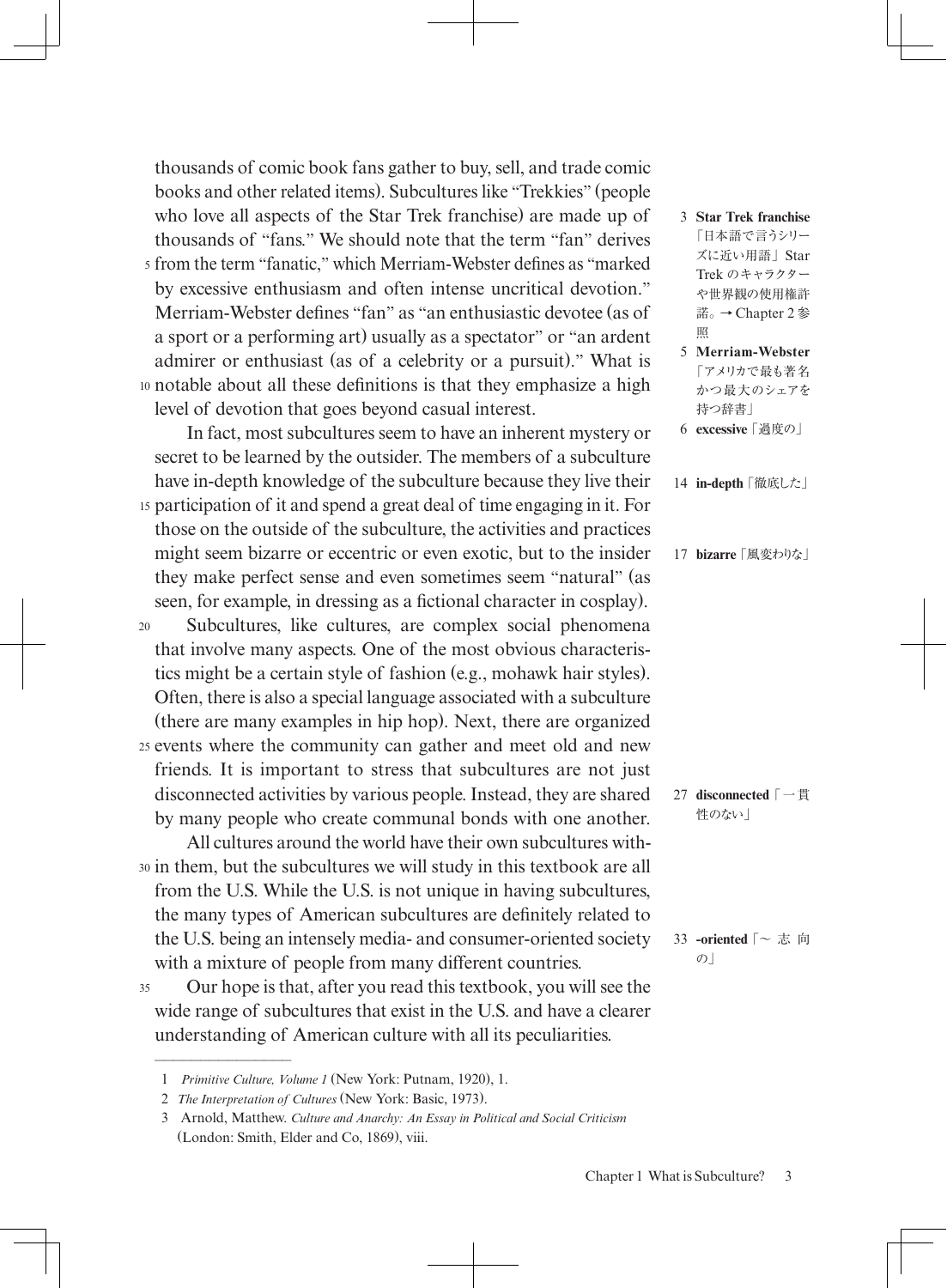thousands of comic book fans gather to buy, sell, and trade comic books and other related items). Subcultures like "Trekkies" (people who love all aspects of the Star Trek franchise) are made up of thousands of "fans." We should note that the term "fan" derives from the term "fanatic," which Merriam-Webster defines as "marked by excessive enthusiasm and often intense uncritical devotion." Merriam-Webster defines "fan" as "an enthusiastic devotee (as of a sport or a performing art) usually as a spectator" or "an ardent admirer or enthusiast (as of a celebrity or a pursuit)." What is notable about all these definitions is that they emphasize a high level of devotion that goes beyond casual interest.

In fact, most subcultures seem to have an inherent mystery or secret to be learned by the outsider. The members of a subculture have in-depth knowledge of the subculture because they live their participation of it and spend a great deal of time engaging in it. For those on the outside of the subculture, the activities and practices might seem bizarre or eccentric or even exotic, but to the insider they make perfect sense and even sometimes seem "natural" (as seen, for example, in dressing as a fictional character in cosplay).

Subcultures, like cultures, are complex social phenomena that involve many aspects. One of the most obvious characteristics might be a certain style of fashion (e.g., mohawk hair styles). Often, there is also a special language associated with a subculture (there are many examples in hip hop). Next, there are organized events where the community can gather and meet old and new friends. It is important to stress that subcultures are not just disconnected activities by various people. Instead, they are shared by many people who create communal bonds with one another.

All cultures around the world have their own subcultures within them, but the subcultures we will study in this textbook are all from the U.S. While the U.S. is not unique in having subcultures, the many types of American subcultures are definitely related to the U.S. being an intensely media- and consumer-oriented society with a mixture of people from many different countries.

Our hope is that, after you read this textbook, you will see the wide range of subcultures that exist in the U.S. and have a clearer understanding of American culture with all its peculiarities.

---

3 **Star Trek franchise**「日本語で言うシリーズに近い用語」Star Trek のキャラクターや世界観の使用権許諾。→ Chapter 2 参照

5 **Merriam-Webster**「アメリカで最も著名かつ最大のシェアを持つ辞書」

6 **excessive**「過度の」

14 **in-depth**「徹底した」

17 **bizarre**「風変わりな」

27 **disconnected**「一貫性のない」

33 **-oriented**「〜志向の」

---

1 *Primitive Culture, Volume 1* (New York: Putnam, 1920), 1.

2 *The Interpretation of Cultures* (New York: Basic, 1973).

3 Arnold, Matthew. *Culture and Anarchy: An Essay in Political and Social Criticism* (London: Smith, Elder and Co, 1869), viii.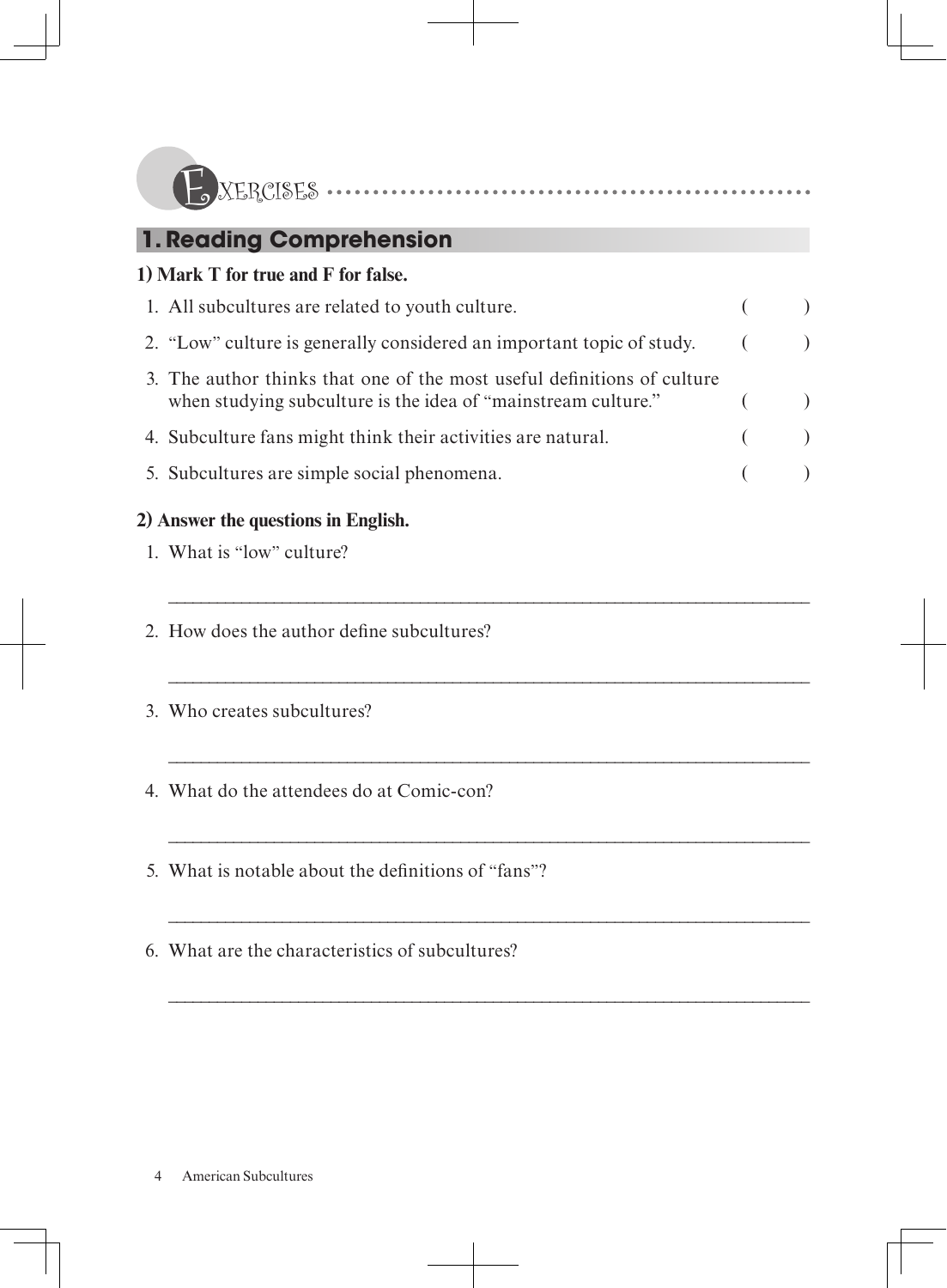# EXERCISES

## 1. Reading Comprehension

### 1) Mark T for true and F for false.

1. All subcultures are related to youth culture. ( )
2. "Low" culture is generally considered an important topic of study. ( )
3. The author thinks that one of the most useful definitions of culture when studying subculture is the idea of "mainstream culture." ( )
4. Subculture fans might think their activities are natural. ( )
5. Subcultures are simple social phenomena. ( )

### 2) Answer the questions in English.

1. What is "low" culture?

   ______________________________________________________________________

2. How does the author define subcultures?

   ______________________________________________________________________

3. Who creates subcultures?

   ______________________________________________________________________

4. What do the attendees do at Comic-con?

   ______________________________________________________________________

5. What is notable about the definitions of "fans"?

   ______________________________________________________________________

6. What are the characteristics of subcultures?

   ______________________________________________________________________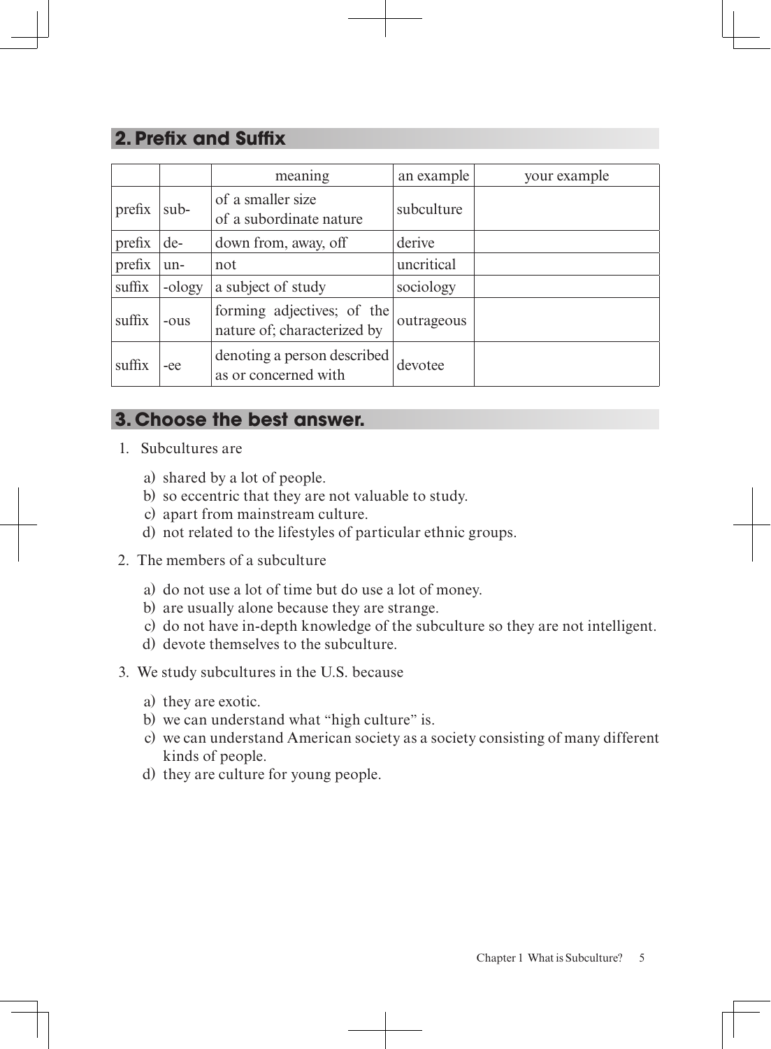## 2. Prefix and Suffix

| | | meaning | an example | your example |
|---|---|---|---|---|
| prefix | sub- | of a smaller size<br>of a subordinate nature | subculture | |
| prefix | de- | down from, away, off | derive | |
| prefix | un- | not | uncritical | |
| suffix | -ology | a subject of study | sociology | |
| suffix | -ous | forming adjectives; of the nature of; characterized by | outrageous | |
| suffix | -ee | denoting a person described as or concerned with | devotee | |

## 3. Choose the best answer.

1. Subcultures are

   a) shared by a lot of people.
   b) so eccentric that they are not valuable to study.
   c) apart from mainstream culture.
   d) not related to the lifestyles of particular ethnic groups.

2. The members of a subculture

   a) do not use a lot of time but do use a lot of money.
   b) are usually alone because they are strange.
   c) do not have in-depth knowledge of the subculture so they are not intelligent.
   d) devote themselves to the subculture.

3. We study subcultures in the U.S. because

   a) they are exotic.
   b) we can understand what "high culture" is.
   c) we can understand American society as a society consisting of many different kinds of people.
   d) they are culture for young people.